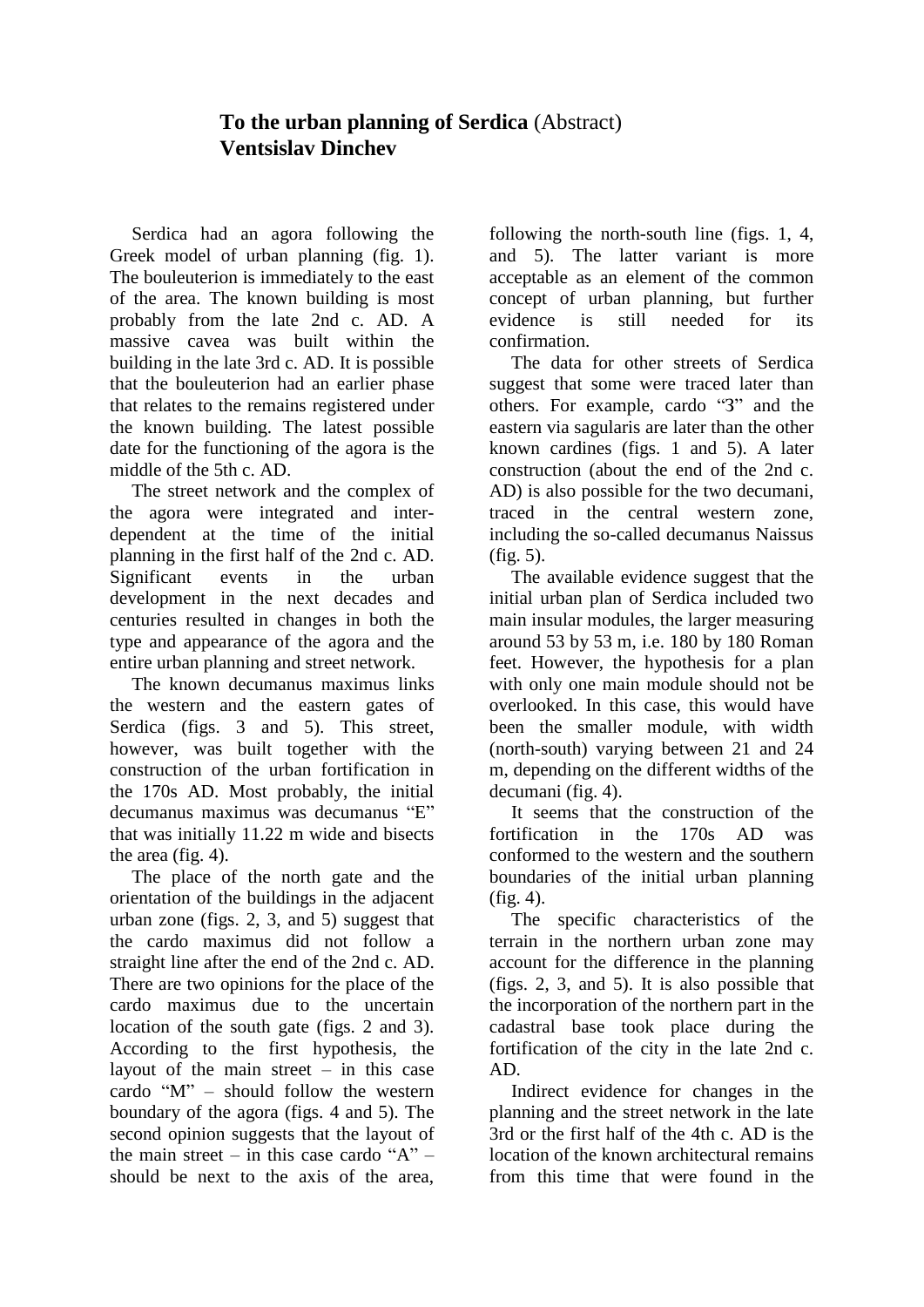**To the urban planning of Serdica** (Abstract)
**Ventsislav Dinchev**

Serdica had an agora following the Greek model of urban planning (fig. 1). The bouleuterion is immediately to the east of the area. The known building is most probably from the late 2nd c. AD. A massive cavea was built within the building in the late 3rd c. AD. It is possible that the bouleuterion had an earlier phase that relates to the remains registered under the known building. The latest possible date for the functioning of the agora is the middle of the 5th c. AD.

The street network and the complex of the agora were integrated and inter-dependent at the time of the initial planning in the first half of the 2nd c. AD. Significant events in the urban development in the next decades and centuries resulted in changes in both the type and appearance of the agora and the entire urban planning and street network.

The known decumanus maximus links the western and the eastern gates of Serdica (figs. 3 and 5). This street, however, was built together with the construction of the urban fortification in the 170s AD. Most probably, the initial decumanus maximus was decumanus "E" that was initially 11.22 m wide and bisects the area (fig. 4).

The place of the north gate and the orientation of the buildings in the adjacent urban zone (figs. 2, 3, and 5) suggest that the cardo maximus did not follow a straight line after the end of the 2nd c. AD. There are two opinions for the place of the cardo maximus due to the uncertain location of the south gate (figs. 2 and 3). According to the first hypothesis, the layout of the main street – in this case cardo "M" – should follow the western boundary of the agora (figs. 4 and 5). The second opinion suggests that the layout of the main street – in this case cardo "A" – should be next to the axis of the area, following the north-south line (figs. 1, 4, and 5). The latter variant is more acceptable as an element of the common concept of urban planning, but further evidence is still needed for its confirmation.

The data for other streets of Serdica suggest that some were traced later than others. For example, cardo "3" and the eastern via sagularis are later than the other known cardines (figs. 1 and 5). A later construction (about the end of the 2nd c. AD) is also possible for the two decumani, traced in the central western zone, including the so-called decumanus Naissus (fig. 5).

The available evidence suggest that the initial urban plan of Serdica included two main insular modules, the larger measuring around 53 by 53 m, i.e. 180 by 180 Roman feet. However, the hypothesis for a plan with only one main module should not be overlooked. In this case, this would have been the smaller module, with width (north-south) varying between 21 and 24 m, depending on the different widths of the decumani (fig. 4).

It seems that the construction of the fortification in the 170s AD was conformed to the western and the southern boundaries of the initial urban planning (fig. 4).

The specific characteristics of the terrain in the northern urban zone may account for the difference in the planning (figs. 2, 3, and 5). It is also possible that the incorporation of the northern part in the cadastral base took place during the fortification of the city in the late 2nd c. AD.

Indirect evidence for changes in the planning and the street network in the late 3rd or the first half of the 4th c. AD is the location of the known architectural remains from this time that were found in the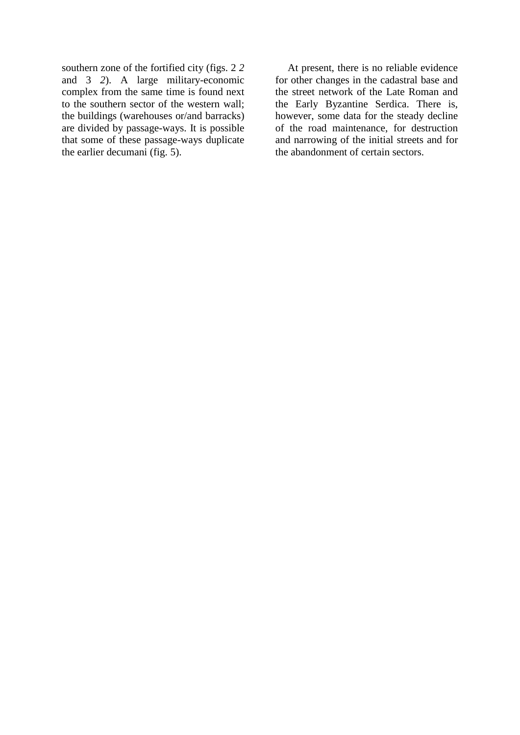southern zone of the fortified city (figs. 2 *2* and 3 *2*). A large military-economic complex from the same time is found next to the southern sector of the western wall; the buildings (warehouses or/and barracks) are divided by passage-ways. It is possible that some of these passage-ways duplicate the earlier decumani (fig. 5).

At present, there is no reliable evidence for other changes in the cadastral base and the street network of the Late Roman and the Early Byzantine Serdica. There is, however, some data for the steady decline of the road maintenance, for destruction and narrowing of the initial streets and for the abandonment of certain sectors.